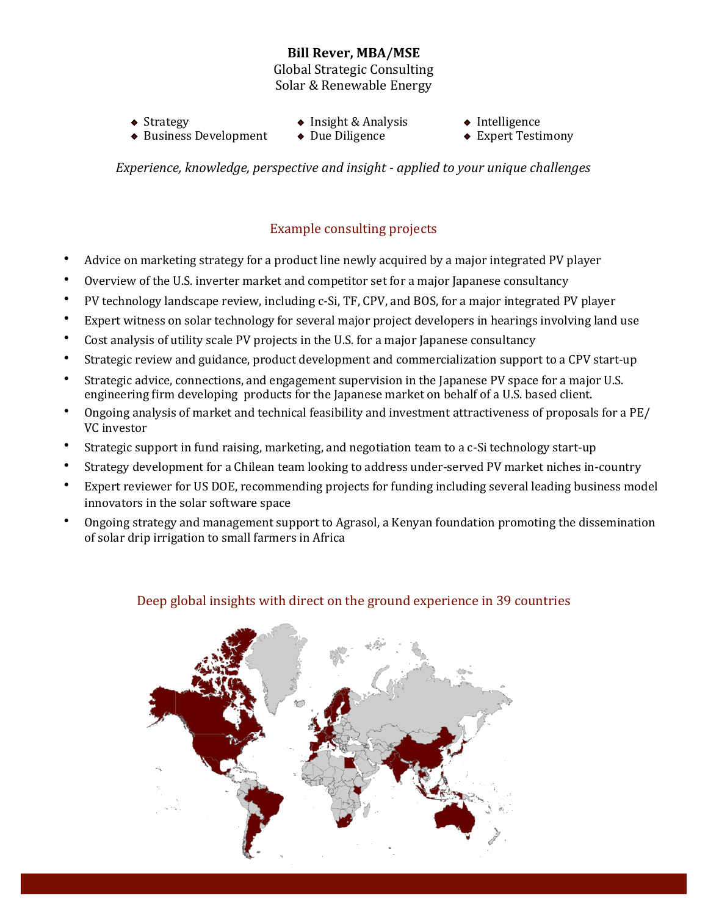**Bill Rever, MBA/MSE**
Global Strategic Consulting
Solar & Renewable Energy

- Strategy
- Business Development
- Insight & Analysis
- Due Diligence
- Intelligence
- Expert Testimony

*Experience, knowledge, perspective and insight - applied to your unique challenges*

## Example consulting projects

- Advice on marketing strategy for a product line newly acquired by a major integrated PV player
- Overview of the U.S. inverter market and competitor set for a major Japanese consultancy
- PV technology landscape review, including c-Si, TF, CPV, and BOS, for a major integrated PV player
- Expert witness on solar technology for several major project developers in hearings involving land use
- Cost analysis of utility scale PV projects in the U.S. for a major Japanese consultancy
- Strategic review and guidance, product development and commercialization support to a CPV start-up
- Strategic advice, connections, and engagement supervision in the Japanese PV space for a major U.S. engineering firm developing products for the Japanese market on behalf of a U.S. based client.
- Ongoing analysis of market and technical feasibility and investment attractiveness of proposals for a PE/VC investor
- Strategic support in fund raising, marketing, and negotiation team to a c-Si technology start-up
- Strategy development for a Chilean team looking to address under-served PV market niches in-country
- Expert reviewer for US DOE, recommending projects for funding including several leading business model innovators in the solar software space
- Ongoing strategy and management support to Agrasol, a Kenyan foundation promoting the dissemination of solar drip irrigation to small farmers in Africa

## Deep global insights with direct on the ground experience in 39 countries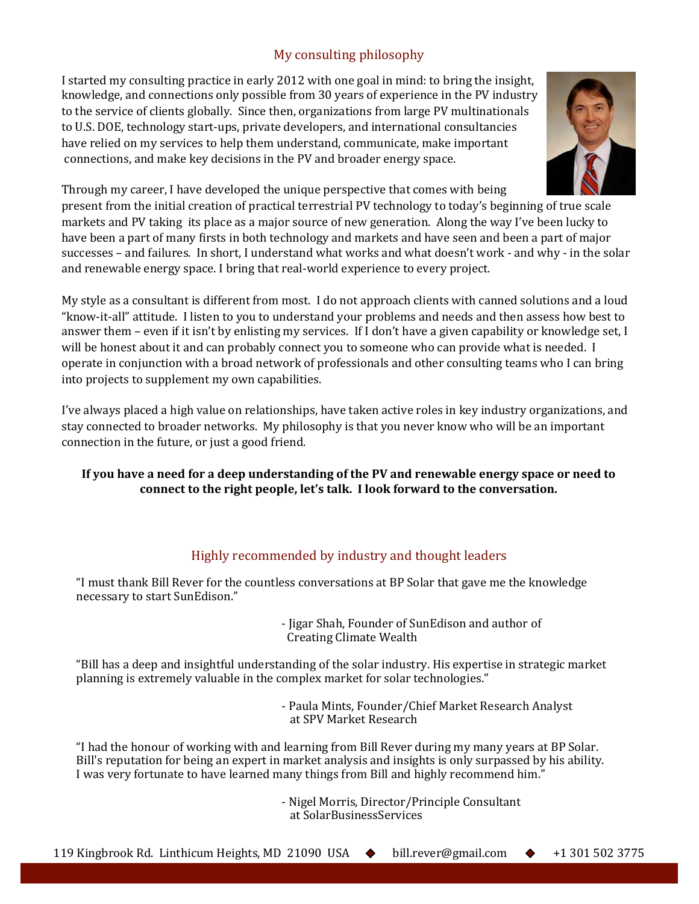## My consulting philosophy

I started my consulting practice in early 2012 with one goal in mind: to bring the insight, knowledge, and connections only possible from 30 years of experience in the PV industry to the service of clients globally. Since then, organizations from large PV multinationals to U.S. DOE, technology start-ups, private developers, and international consultancies have relied on my services to help them understand, communicate, make important connections, and make key decisions in the PV and broader energy space.

Through my career, I have developed the unique perspective that comes with being present from the initial creation of practical terrestrial PV technology to today's beginning of true scale markets and PV taking its place as a major source of new generation. Along the way I've been lucky to have been a part of many firsts in both technology and markets and have seen and been a part of major successes – and failures. In short, I understand what works and what doesn't work - and why - in the solar and renewable energy space. I bring that real-world experience to every project.

My style as a consultant is different from most. I do not approach clients with canned solutions and a loud "know-it-all" attitude. I listen to you to understand your problems and needs and then assess how best to answer them – even if it isn't by enlisting my services. If I don't have a given capability or knowledge set, I will be honest about it and can probably connect you to someone who can provide what is needed. I operate in conjunction with a broad network of professionals and other consulting teams who I can bring into projects to supplement my own capabilities.

I've always placed a high value on relationships, have taken active roles in key industry organizations, and stay connected to broader networks. My philosophy is that you never know who will be an important connection in the future, or just a good friend.

**If you have a need for a deep understanding of the PV and renewable energy space or need to connect to the right people, let's talk. I look forward to the conversation.**

## Highly recommended by industry and thought leaders

"I must thank Bill Rever for the countless conversations at BP Solar that gave me the knowledge necessary to start SunEdison."

- Jigar Shah, Founder of SunEdison and author of Creating Climate Wealth

"Bill has a deep and insightful understanding of the solar industry. His expertise in strategic market planning is extremely valuable in the complex market for solar technologies."

- Paula Mints, Founder/Chief Market Research Analyst at SPV Market Research

"I had the honour of working with and learning from Bill Rever during my many years at BP Solar. Bill's reputation for being an expert in market analysis and insights is only surpassed by his ability. I was very fortunate to have learned many things from Bill and highly recommend him."

- Nigel Morris, Director/Principle Consultant at SolarBusinessServices

119 Kingbrook Rd. Linthicum Heights, MD 21090 USA ◆ bill.rever@gmail.com ◆ +1 301 502 3775